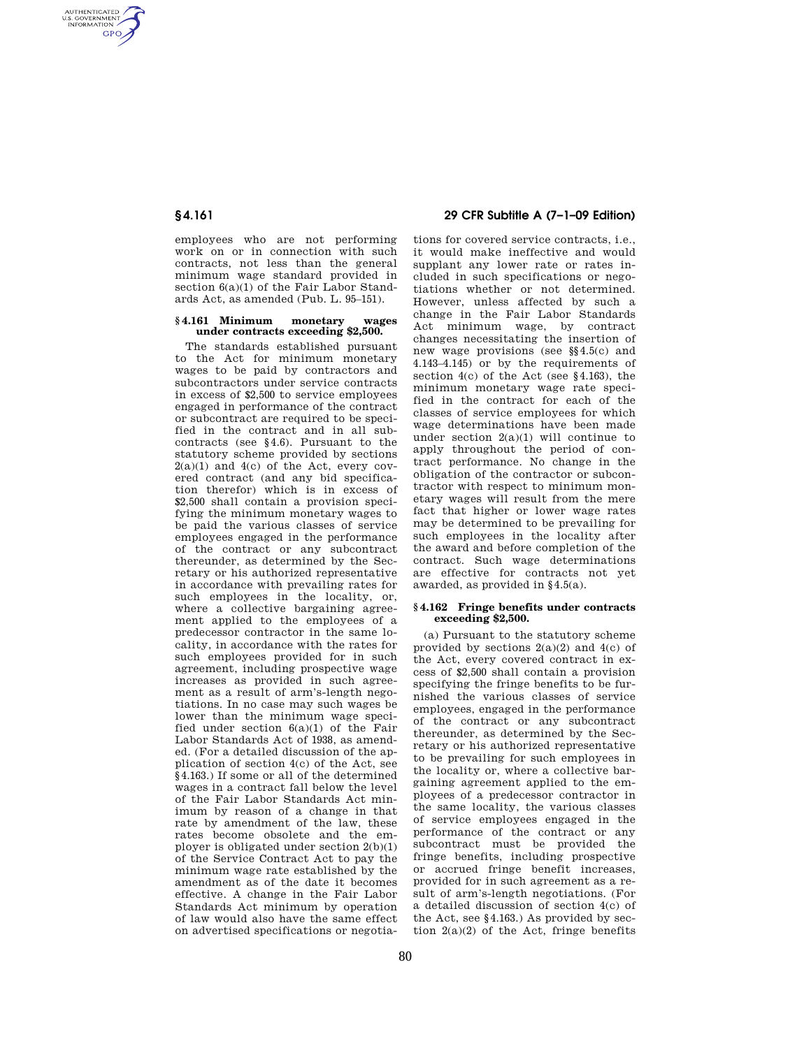employees who are not performing work on or in connection with such contracts, not less than the general minimum wage standard provided in section 6(a)(1) of the Fair Labor Standards Act, as amended (Pub. L. 95–151).

### § 4.161 Minimum monetary wages under contracts exceeding $2,500.

The standards established pursuant to the Act for minimum monetary wages to be paid by contractors and subcontractors under service contracts in excess of $2,500 to service employees engaged in performance of the contract or subcontract are required to be specified in the contract and in all subcontracts (see § 4.6). Pursuant to the statutory scheme provided by sections 2(a)(1) and 4(c) of the Act, every covered contract (and any bid specification therefor) which is in excess of $2,500 shall contain a provision specifying the minimum monetary wages to be paid the various classes of service employees engaged in the performance of the contract or any subcontract thereunder, as determined by the Secretary or his authorized representative in accordance with prevailing rates for such employees in the locality, or, where a collective bargaining agreement applied to the employees of a predecessor contractor in the same locality, in accordance with the rates for such employees provided for in such agreement, including prospective wage increases as provided in such agreement as a result of arm's-length negotiations. In no case may such wages be lower than the minimum wage specified under section 6(a)(1) of the Fair Labor Standards Act of 1938, as amended. (For a detailed discussion of the application of section 4(c) of the Act, see § 4.163.) If some or all of the determined wages in a contract fall below the level of the Fair Labor Standards Act minimum by reason of a change in that rate by amendment of the law, these rates become obsolete and the employer is obligated under section 2(b)(1) of the Service Contract Act to pay the minimum wage rate established by the amendment as of the date it becomes effective. A change in the Fair Labor Standards Act minimum by operation of law would also have the same effect on advertised specifications or negotiations for covered service contracts, i.e., it would make ineffective and would supplant any lower rate or rates included in such specifications or negotiations whether or not determined. However, unless affected by such a change in the Fair Labor Standards Act minimum wage, by contract changes necessitating the insertion of new wage provisions (see §§ 4.5(c) and 4.143–4.145) or by the requirements of section 4(c) of the Act (see § 4.163), the minimum monetary wage rate specified in the contract for each of the classes of service employees for which wage determinations have been made under section 2(a)(1) will continue to apply throughout the period of contract performance. No change in the obligation of the contractor or subcontractor with respect to minimum monetary wages will result from the mere fact that higher or lower wage rates may be determined to be prevailing for such employees in the locality after the award and before completion of the contract. Such wage determinations are effective for contracts not yet awarded, as provided in § 4.5(a).

### § 4.162 Fringe benefits under contracts exceeding $2,500.

(a) Pursuant to the statutory scheme provided by sections 2(a)(2) and 4(c) of the Act, every covered contract in excess of $2,500 shall contain a provision specifying the fringe benefits to be furnished the various classes of service employees, engaged in the performance of the contract or any subcontract thereunder, as determined by the Secretary or his authorized representative to be prevailing for such employees in the locality or, where a collective bargaining agreement applied to the employees of a predecessor contractor in the same locality, the various classes of service employees engaged in the performance of the contract or any subcontract must be provided the fringe benefits, including prospective or accrued fringe benefit increases, provided for in such agreement as a result of arm's-length negotiations. (For a detailed discussion of section 4(c) of the Act, see § 4.163.) As provided by section 2(a)(2) of the Act, fringe benefits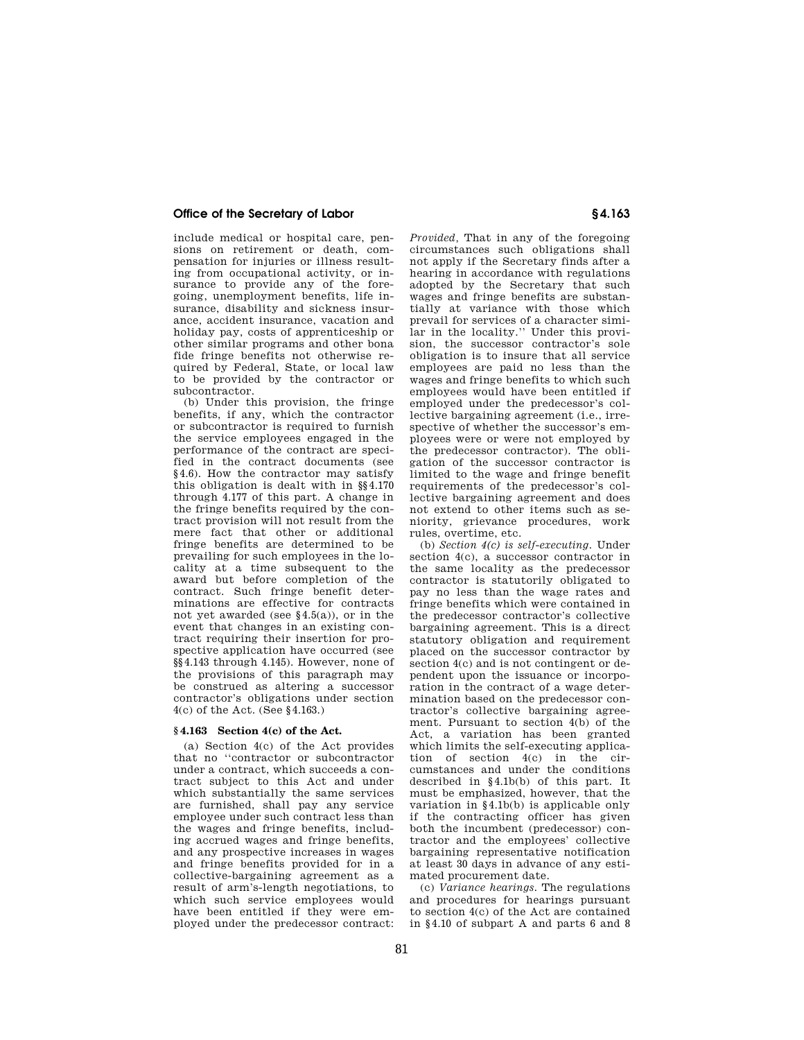include medical or hospital care, pensions on retirement or death, compensation for injuries or illness resulting from occupational activity, or insurance to provide any of the foregoing, unemployment benefits, life insurance, disability and sickness insurance, accident insurance, vacation and holiday pay, costs of apprenticeship or other similar programs and other bona fide fringe benefits not otherwise required by Federal, State, or local law to be provided by the contractor or subcontractor.

(b) Under this provision, the fringe benefits, if any, which the contractor or subcontractor is required to furnish the service employees engaged in the performance of the contract are specified in the contract documents (see §4.6). How the contractor may satisfy this obligation is dealt with in §§4.170 through 4.177 of this part. A change in the fringe benefits required by the contract provision will not result from the mere fact that other or additional fringe benefits are determined to be prevailing for such employees in the locality at a time subsequent to the award but before completion of the contract. Such fringe benefit determinations are effective for contracts not yet awarded (see §4.5(a)), or in the event that changes in an existing contract requiring their insertion for prospective application have occurred (see §§4.143 through 4.145). However, none of the provisions of this paragraph may be construed as altering a successor contractor's obligations under section 4(c) of the Act. (See §4.163.)

### §4.163 Section 4(c) of the Act.

(a) Section 4(c) of the Act provides that no "contractor or subcontractor under a contract, which succeeds a contract subject to this Act and under which substantially the same services are furnished, shall pay any service employee under such contract less than the wages and fringe benefits, including accrued wages and fringe benefits, and any prospective increases in wages and fringe benefits provided for in a collective-bargaining agreement as a result of arm's-length negotiations, to which such service employees would have been entitled if they were employed under the predecessor contract: *Provided*, That in any of the foregoing circumstances such obligations shall not apply if the Secretary finds after a hearing in accordance with regulations adopted by the Secretary that such wages and fringe benefits are substantially at variance with those which prevail for services of a character similar in the locality." Under this provision, the successor contractor's sole obligation is to insure that all service employees are paid no less than the wages and fringe benefits to which such employees would have been entitled if employed under the predecessor's collective bargaining agreement (i.e., irrespective of whether the successor's employees were or were not employed by the predecessor contractor). The obligation of the successor contractor is limited to the wage and fringe benefit requirements of the predecessor's collective bargaining agreement and does not extend to other items such as seniority, grievance procedures, work rules, overtime, etc.

(b) *Section 4(c) is self-executing.* Under section 4(c), a successor contractor in the same locality as the predecessor contractor is statutorily obligated to pay no less than the wage rates and fringe benefits which were contained in the predecessor contractor's collective bargaining agreement. This is a direct statutory obligation and requirement placed on the successor contractor by section 4(c) and is not contingent or dependent upon the issuance or incorporation in the contract of a wage determination based on the predecessor contractor's collective bargaining agreement. Pursuant to section 4(b) of the Act, a variation has been granted which limits the self-executing application of section 4(c) in the circumstances and under the conditions described in §4.1b(b) of this part. It must be emphasized, however, that the variation in §4.1b(b) is applicable only if the contracting officer has given both the incumbent (predecessor) contractor and the employees' collective bargaining representative notification at least 30 days in advance of any estimated procurement date.

(c) *Variance hearings.* The regulations and procedures for hearings pursuant to section 4(c) of the Act are contained in §4.10 of subpart A and parts 6 and 8